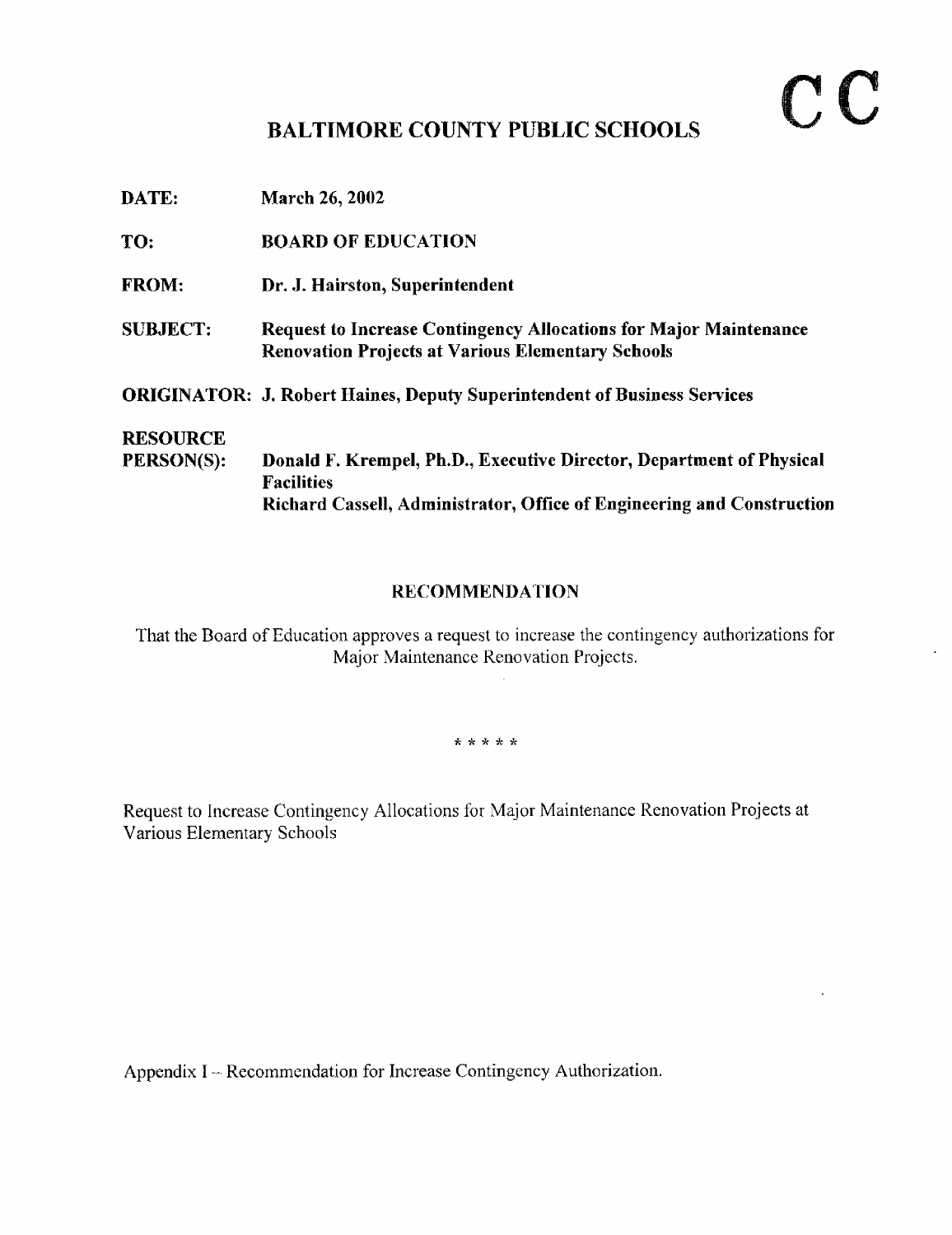**C C**

# BALTIMORE COUNTY PUBLIC SCHOOLS

**DATE:** March 26, 2002

**TO:** BOARD OF EDUCATION

**FROM:** Dr. J. Hairston, Superintendent

**SUBJECT:** Request to Increase Contingency Allocations for Major Maintenance Renovation Projects at Various Elementary Schools

**ORIGINATOR:** J. Robert Haines, Deputy Superintendent of Business Services

**RESOURCE PERSON(S):** Donald F. Krempel, Ph.D., Executive Director, Department of Physical Facilities
Richard Cassell, Administrator, Office of Engineering and Construction

## RECOMMENDATION

That the Board of Education approves a request to increase the contingency authorizations for Major Maintenance Renovation Projects.

* * * * *

Request to Increase Contingency Allocations for Major Maintenance Renovation Projects at Various Elementary Schools

Appendix I – Recommendation for Increase Contingency Authorization.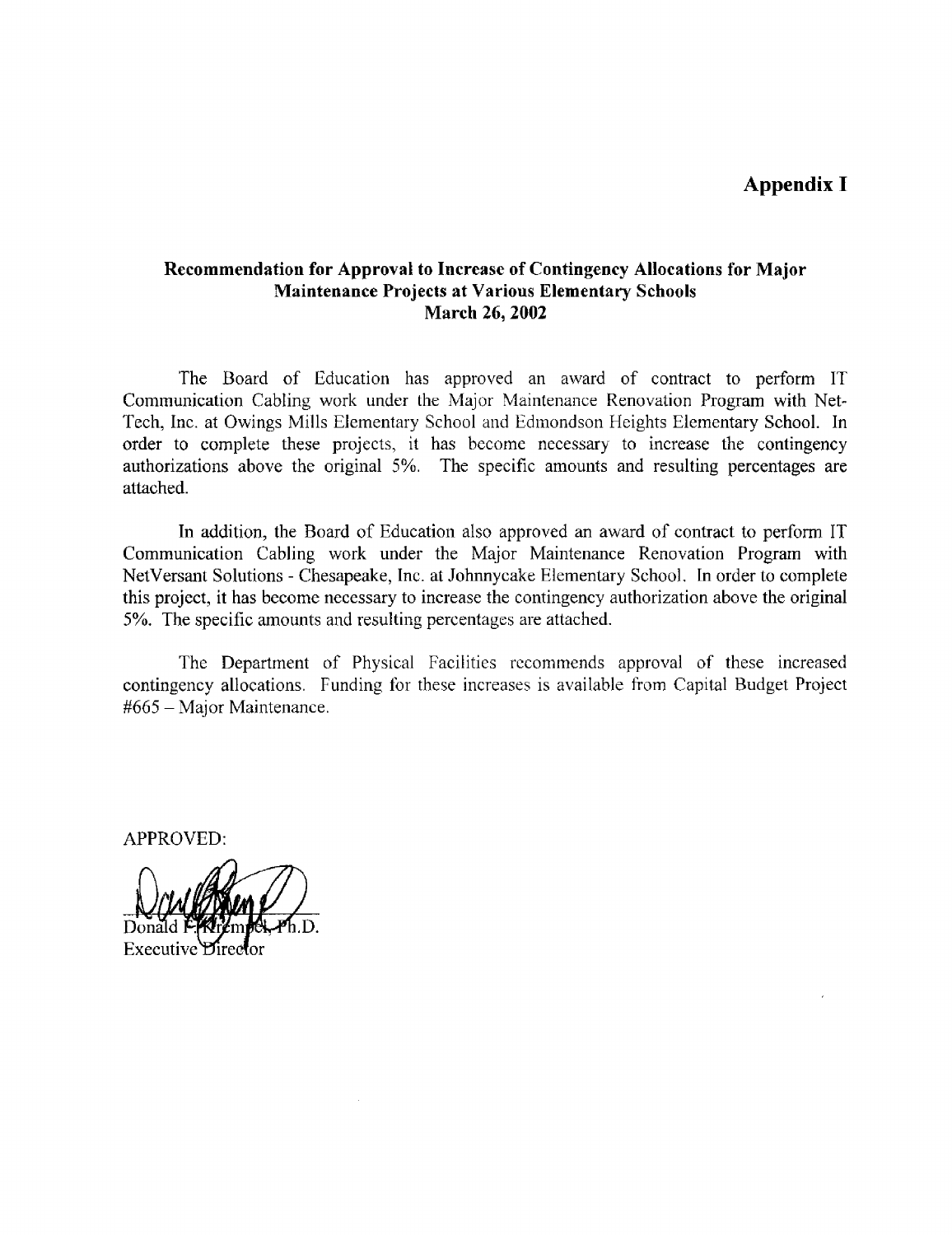# Appendix I

### Recommendation for Approval to Increase of Contingency Allocations for Major Maintenance Projects at Various Elementary Schools
### March 26, 2002

The Board of Education has approved an award of contract to perform IT Communication Cabling work under the Major Maintenance Renovation Program with Net-Tech, Inc. at Owings Mills Elementary School and Edmondson Heights Elementary School. In order to complete these projects, it has become necessary to increase the contingency authorizations above the original 5%. The specific amounts and resulting percentages are attached.

In addition, the Board of Education also approved an award of contract to perform IT Communication Cabling work under the Major Maintenance Renovation Program with NetVersant Solutions - Chesapeake, Inc. at Johnnycake Elementary School. In order to complete this project, it has become necessary to increase the contingency authorization above the original 5%. The specific amounts and resulting percentages are attached.

The Department of Physical Facilities recommends approval of these increased contingency allocations. Funding for these increases is available from Capital Budget Project #665 – Major Maintenance.

APPROVED:

Donald F. Krempel, Ph.D.
Executive Director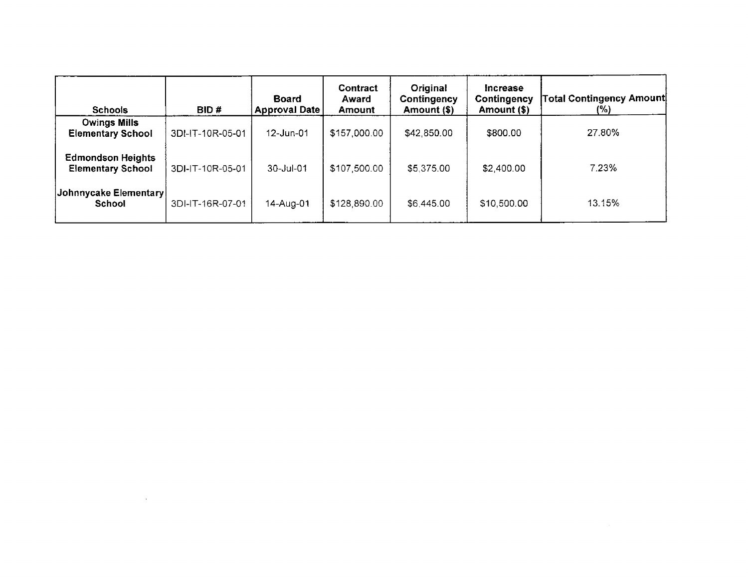| Schools | BID # | Board Approval Date | Contract Award Amount | Original Contingency Amount ($) | Increase Contingency Amount ($) | Total Contingency Amount (%) |
|---|---|---|---|---|---|---|
| Owings Mills Elementary School | 3DI-IT-10R-05-01 | 12-Jun-01 | $157,000.00 | $42,850.00 | $800.00 | 27.80% |
| Edmondson Heights Elementary School | 3DI-IT-10R-05-01 | 30-Jul-01 | $107,500.00 | $5,375.00 | $2,400.00 | 7.23% |
| Johnnycake Elementary School | 3DI-IT-16R-07-01 | 14-Aug-01 | $128,890.00 | $6,445.00 | $10,500.00 | 13.15% |